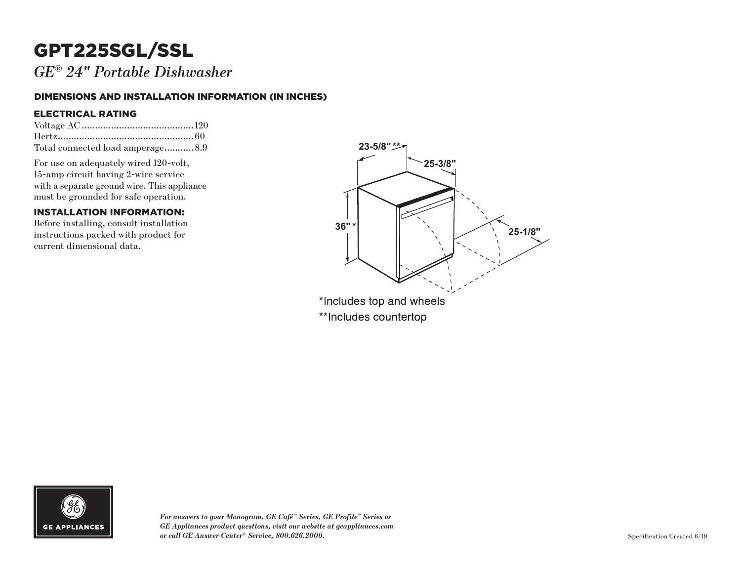# GPT225SGL/SSL

*GE® 24" Portable Dishwasher*

## DIMENSIONS AND INSTALLATION INFORMATION (IN INCHES)

### ELECTRICAL RATING

Voltage AC .......................................... 120
Hertz.................................................... 60
Total connected load amperage........... 8.9

For use on adequately wired 120-volt, 15-amp circuit having 2-wire service with a separate ground wire. This appliance must be grounded for safe operation.

### INSTALLATION INFORMATION:

Before installing, consult installation instructions packed with product for current dimensional data.

23-5/8" **

25-3/8"

36" *

25-1/8"

*Includes top and wheels

**Includes countertop

*For answers to your Monogram, GE Café™ Series, GE Profile™ Series or GE Appliances product questions, visit our website at geappliances.com or call GE Answer Center® Service, 800.626.2000.*

Specification Created 6/19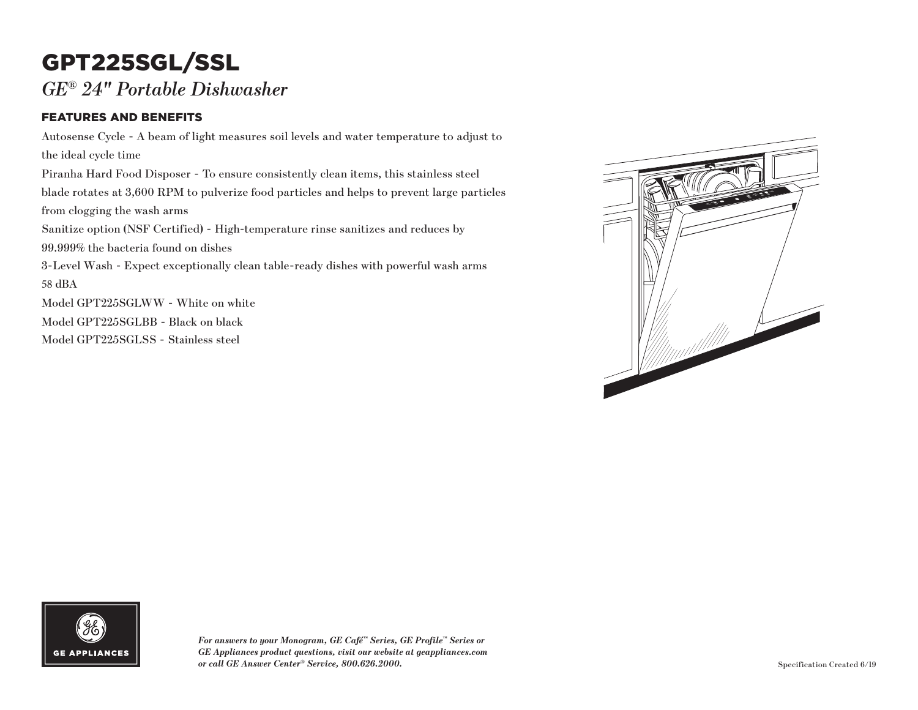# GPT225SGL/SSL

*GE® 24" Portable Dishwasher*

### FEATURES AND BENEFITS

Autosense Cycle - A beam of light measures soil levels and water temperature to adjust to the ideal cycle time

Piranha Hard Food Disposer - To ensure consistently clean items, this stainless steel blade rotates at 3,600 RPM to pulverize food particles and helps to prevent large particles from clogging the wash arms

Sanitize option (NSF Certified) - High-temperature rinse sanitizes and reduces by 99.999% the bacteria found on dishes

3-Level Wash - Expect exceptionally clean table-ready dishes with powerful wash arms

58 dBA

Model GPT225SGLWW - White on white

Model GPT225SGLBB - Black on black

Model GPT225SGLSS - Stainless steel

GE APPLIANCES

***For answers to your Monogram, GE Café™ Series, GE Profile™ Series or GE Appliances product questions, visit our website at geappliances.com or call GE Answer Center® Service, 800.626.2000.***

Specification Created 6/19